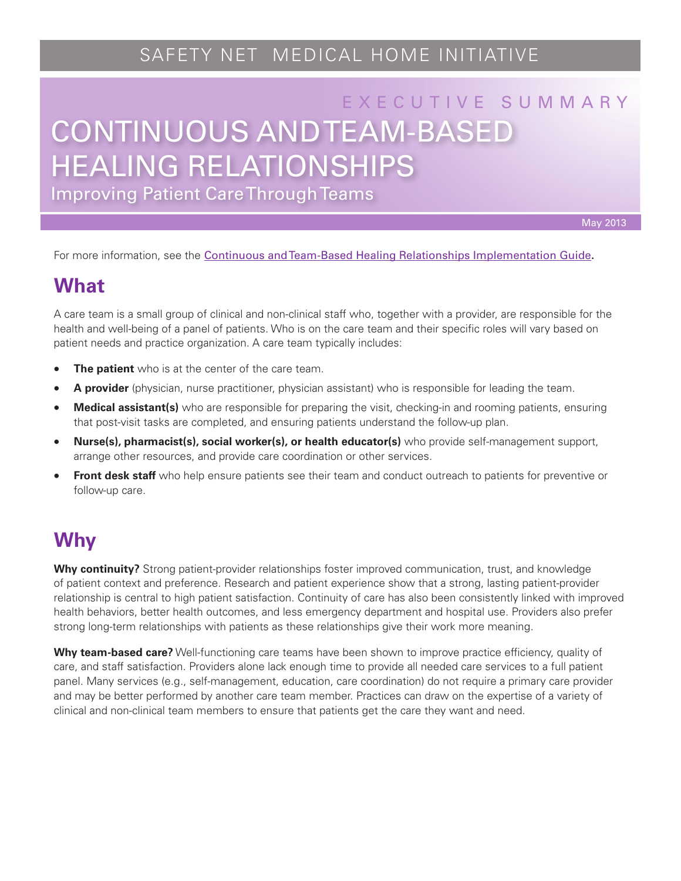SAFETY NET MEDICAL HOME INITIATIVE

EXECUTIVE SUMMARY

# CONTINUOUS AND TEAM-BASED HEALING RELATIONSHIPS

Improving Patient Care Through Teams

May 2013

For more information, see the [Continuous and Team-Based Healing Relationships Implementation Guide](Continuous and Team-Based Healing Relationships Implementation Guide).

## What

A care team is a small group of clinical and non-clinical staff who, together with a provider, are responsible for the health and well-being of a panel of patients. Who is on the care team and their specific roles will vary based on patient needs and practice organization. A care team typically includes:

- **The patient** who is at the center of the care team.
- **A provider** (physician, nurse practitioner, physician assistant) who is responsible for leading the team.
- **Medical assistant(s)** who are responsible for preparing the visit, checking-in and rooming patients, ensuring that post-visit tasks are completed, and ensuring patients understand the follow-up plan.
- **Nurse(s), pharmacist(s), social worker(s), or health educator(s)** who provide self-management support, arrange other resources, and provide care coordination or other services.
- **Front desk staff** who help ensure patients see their team and conduct outreach to patients for preventive or follow-up care.

## Why

**Why continuity?** Strong patient-provider relationships foster improved communication, trust, and knowledge of patient context and preference. Research and patient experience show that a strong, lasting patient-provider relationship is central to high patient satisfaction. Continuity of care has also been consistently linked with improved health behaviors, better health outcomes, and less emergency department and hospital use. Providers also prefer strong long-term relationships with patients as these relationships give their work more meaning.

**Why team-based care?** Well-functioning care teams have been shown to improve practice efficiency, quality of care, and staff satisfaction. Providers alone lack enough time to provide all needed care services to a full patient panel. Many services (e.g., self-management, education, care coordination) do not require a primary care provider and may be better performed by another care team member. Practices can draw on the expertise of a variety of clinical and non-clinical team members to ensure that patients get the care they want and need.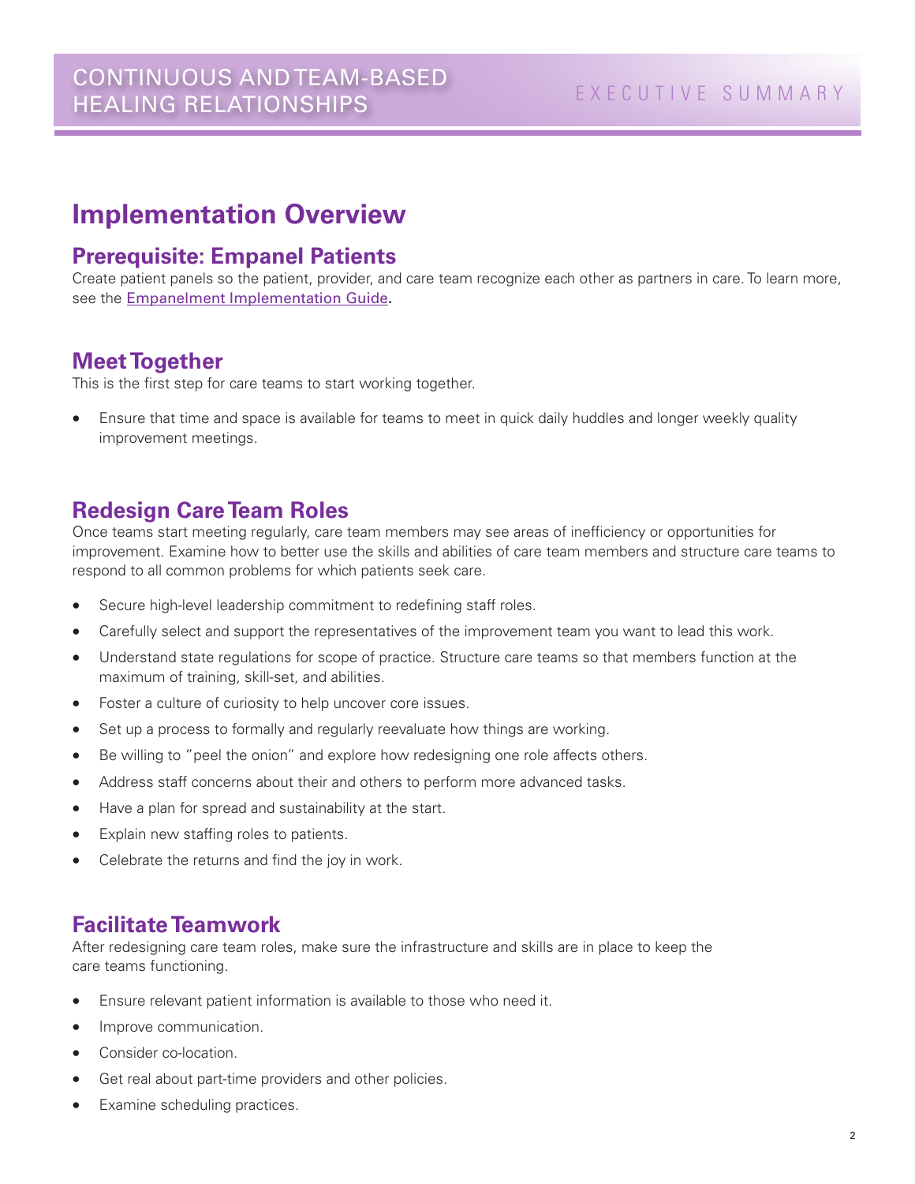# Implementation Overview

## Prerequisite: Empanel Patients

Create patient panels so the patient, provider, and care team recognize each other as partners in care. To learn more, see the [Empanelment Implementation Guide](#).

## Meet Together

This is the first step for care teams to start working together.

- Ensure that time and space is available for teams to meet in quick daily huddles and longer weekly quality improvement meetings.

## Redesign Care Team Roles

Once teams start meeting regularly, care team members may see areas of inefficiency or opportunities for improvement. Examine how to better use the skills and abilities of care team members and structure care teams to respond to all common problems for which patients seek care.

- Secure high-level leadership commitment to redefining staff roles.
- Carefully select and support the representatives of the improvement team you want to lead this work.
- Understand state regulations for scope of practice. Structure care teams so that members function at the maximum of training, skill-set, and abilities.
- Foster a culture of curiosity to help uncover core issues.
- Set up a process to formally and regularly reevaluate how things are working.
- Be willing to "peel the onion" and explore how redesigning one role affects others.
- Address staff concerns about their and others to perform more advanced tasks.
- Have a plan for spread and sustainability at the start.
- Explain new staffing roles to patients.
- Celebrate the returns and find the joy in work.

## Facilitate Teamwork

After redesigning care team roles, make sure the infrastructure and skills are in place to keep the care teams functioning.

- Ensure relevant patient information is available to those who need it.
- Improve communication.
- Consider co-location.
- Get real about part-time providers and other policies.
- Examine scheduling practices.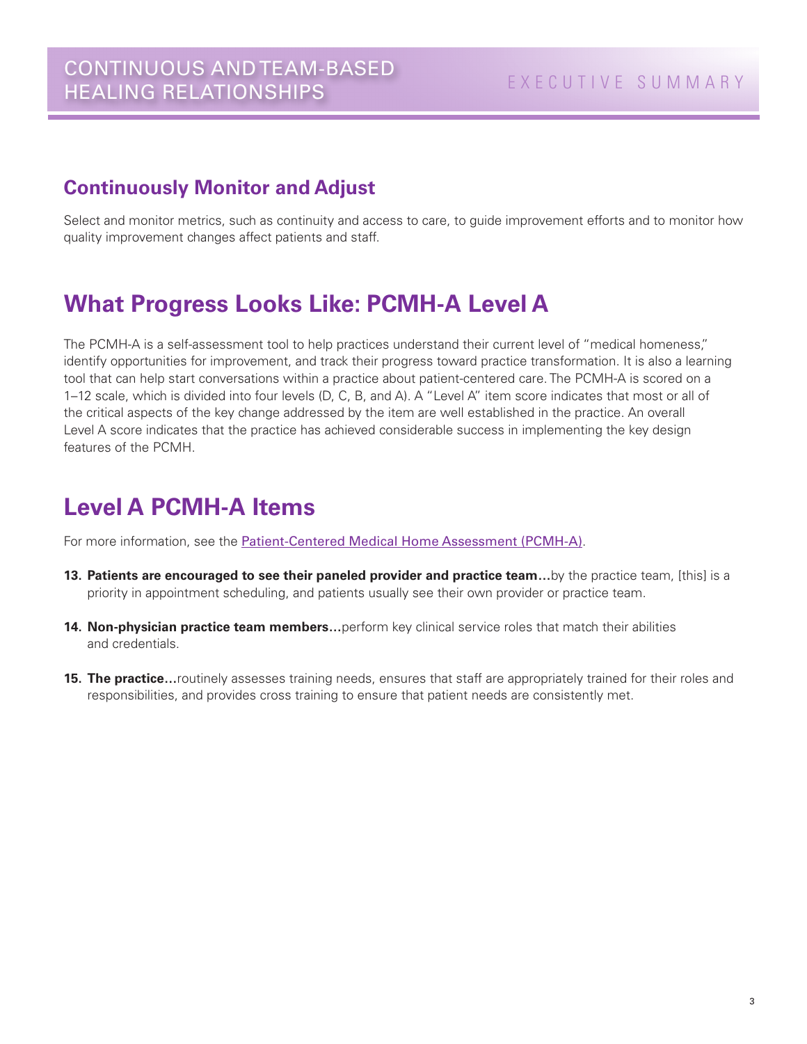## Continuously Monitor and Adjust

Select and monitor metrics, such as continuity and access to care, to guide improvement efforts and to monitor how quality improvement changes affect patients and staff.

# What Progress Looks Like: PCMH-A Level A

The PCMH-A is a self-assessment tool to help practices understand their current level of "medical homeness," identify opportunities for improvement, and track their progress toward practice transformation. It is also a learning tool that can help start conversations within a practice about patient-centered care. The PCMH-A is scored on a 1–12 scale, which is divided into four levels (D, C, B, and A). A "Level A" item score indicates that most or all of the critical aspects of the key change addressed by the item are well established in the practice. An overall Level A score indicates that the practice has achieved considerable success in implementing the key design features of the PCMH.

# Level A PCMH-A Items

For more information, see the Patient-Centered Medical Home Assessment (PCMH-A).

13. **Patients are encouraged to see their paneled provider and practice team…**by the practice team, [this] is a priority in appointment scheduling, and patients usually see their own provider or practice team.
14. **Non-physician practice team members…**perform key clinical service roles that match their abilities and credentials.
15. **The practice…**routinely assesses training needs, ensures that staff are appropriately trained for their roles and responsibilities, and provides cross training to ensure that patient needs are consistently met.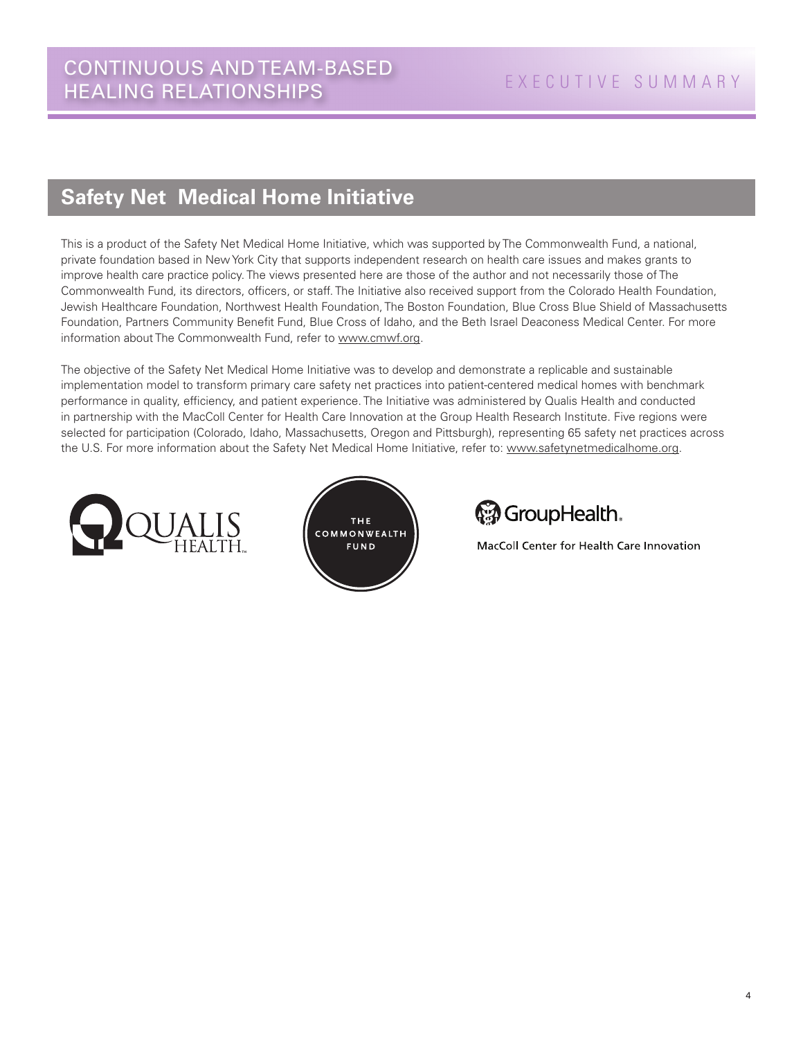## Safety Net Medical Home Initiative

This is a product of the Safety Net Medical Home Initiative, which was supported by The Commonwealth Fund, a national, private foundation based in New York City that supports independent research on health care issues and makes grants to improve health care practice policy. The views presented here are those of the author and not necessarily those of The Commonwealth Fund, its directors, officers, or staff. The Initiative also received support from the Colorado Health Foundation, Jewish Healthcare Foundation, Northwest Health Foundation, The Boston Foundation, Blue Cross Blue Shield of Massachusetts Foundation, Partners Community Benefit Fund, Blue Cross of Idaho, and the Beth Israel Deaconess Medical Center. For more information about The Commonwealth Fund, refer to www.cmwf.org.

The objective of the Safety Net Medical Home Initiative was to develop and demonstrate a replicable and sustainable implementation model to transform primary care safety net practices into patient-centered medical homes with benchmark performance in quality, efficiency, and patient experience. The Initiative was administered by Qualis Health and conducted in partnership with the MacColl Center for Health Care Innovation at the Group Health Research Institute. Five regions were selected for participation (Colorado, Idaho, Massachusetts, Oregon and Pittsburgh), representing 65 safety net practices across the U.S. For more information about the Safety Net Medical Home Initiative, refer to: www.safetynetmedicalhome.org.

QUALIS HEALTH

THE COMMONWEALTH FUND

GroupHealth

MacColl Center for Health Care Innovation